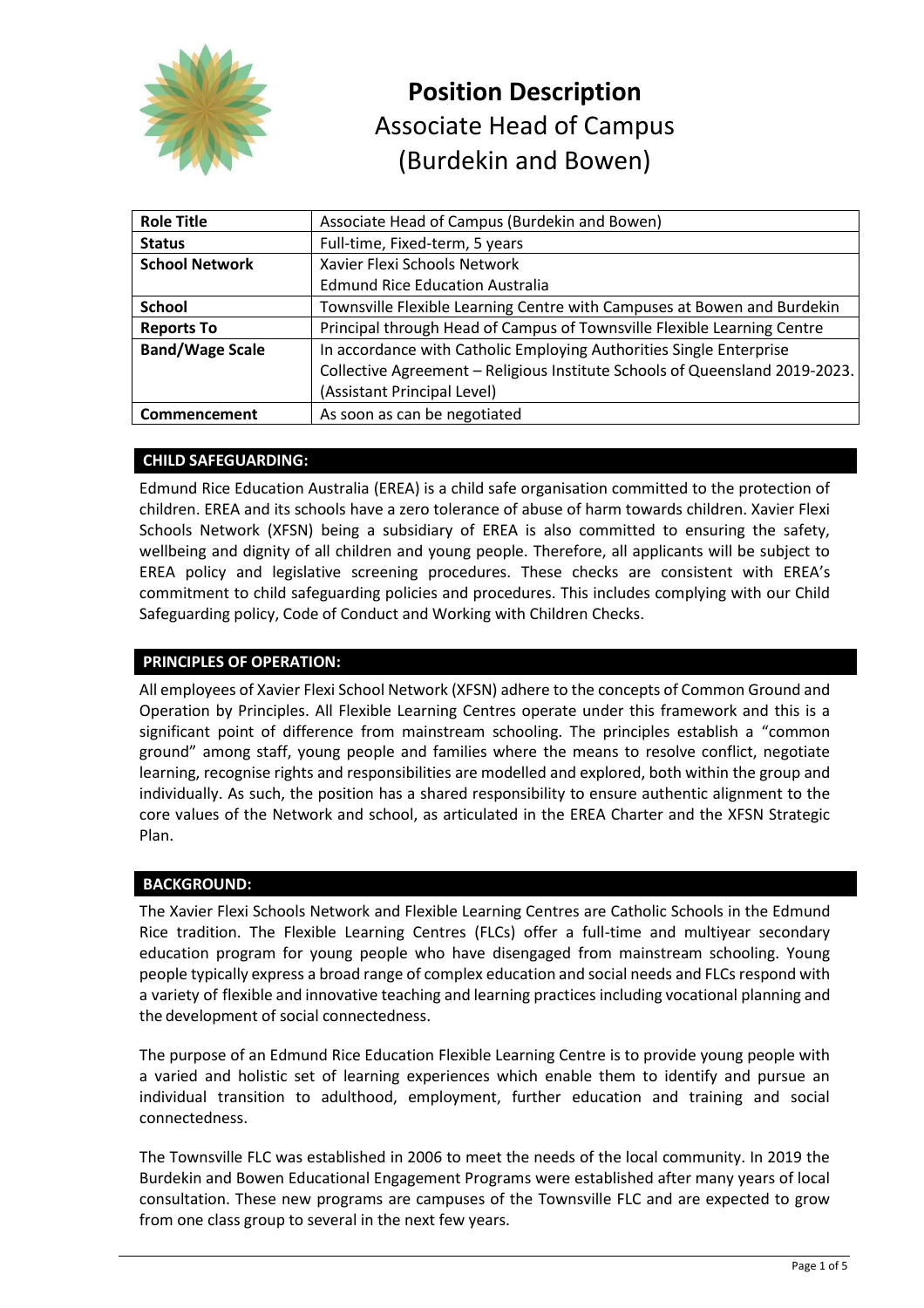# Position Description

## Associate Head of Campus (Burdekin and Bowen)

| Role Title | Associate Head of Campus (Burdekin and Bowen) |
|---|---|
| Status | Full-time, Fixed-term, 5 years |
| School Network | Xavier Flexi Schools Network<br>Edmund Rice Education Australia |
| School | Townsville Flexible Learning Centre with Campuses at Bowen and Burdekin |
| Reports To | Principal through Head of Campus of Townsville Flexible Learning Centre |
| Band/Wage Scale | In accordance with Catholic Employing Authorities Single Enterprise Collective Agreement – Religious Institute Schools of Queensland 2019-2023. (Assistant Principal Level) |
| Commencement | As soon as can be negotiated |

### CHILD SAFEGUARDING:

Edmund Rice Education Australia (EREA) is a child safe organisation committed to the protection of children. EREA and its schools have a zero tolerance of abuse of harm towards children. Xavier Flexi Schools Network (XFSN) being a subsidiary of EREA is also committed to ensuring the safety, wellbeing and dignity of all children and young people. Therefore, all applicants will be subject to EREA policy and legislative screening procedures. These checks are consistent with EREA's commitment to child safeguarding policies and procedures. This includes complying with our Child Safeguarding policy, Code of Conduct and Working with Children Checks.

### PRINCIPLES OF OPERATION:

All employees of Xavier Flexi School Network (XFSN) adhere to the concepts of Common Ground and Operation by Principles. All Flexible Learning Centres operate under this framework and this is a significant point of difference from mainstream schooling. The principles establish a "common ground" among staff, young people and families where the means to resolve conflict, negotiate learning, recognise rights and responsibilities are modelled and explored, both within the group and individually. As such, the position has a shared responsibility to ensure authentic alignment to the core values of the Network and school, as articulated in the EREA Charter and the XFSN Strategic Plan.

### BACKGROUND:

The Xavier Flexi Schools Network and Flexible Learning Centres are Catholic Schools in the Edmund Rice tradition. The Flexible Learning Centres (FLCs) offer a full-time and multiyear secondary education program for young people who have disengaged from mainstream schooling. Young people typically express a broad range of complex education and social needs and FLCs respond with a variety of flexible and innovative teaching and learning practices including vocational planning and the development of social connectedness.

The purpose of an Edmund Rice Education Flexible Learning Centre is to provide young people with a varied and holistic set of learning experiences which enable them to identify and pursue an individual transition to adulthood, employment, further education and training and social connectedness.

The Townsville FLC was established in 2006 to meet the needs of the local community. In 2019 the Burdekin and Bowen Educational Engagement Programs were established after many years of local consultation. These new programs are campuses of the Townsville FLC and are expected to grow from one class group to several in the next few years.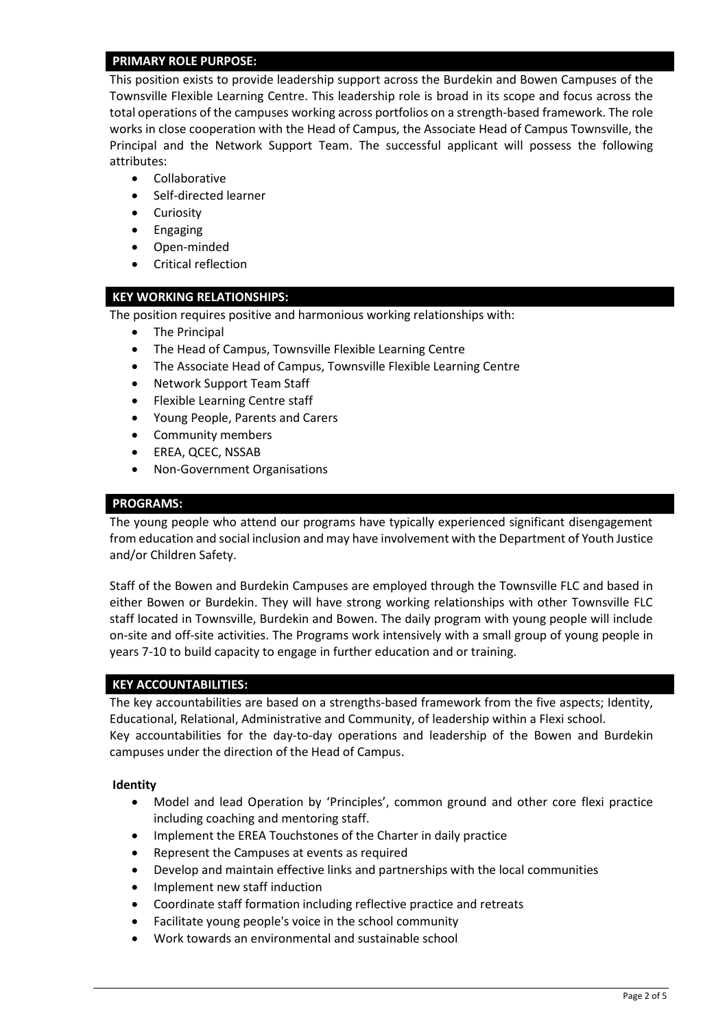## PRIMARY ROLE PURPOSE:

This position exists to provide leadership support across the Burdekin and Bowen Campuses of the Townsville Flexible Learning Centre. This leadership role is broad in its scope and focus across the total operations of the campuses working across portfolios on a strength-based framework. The role works in close cooperation with the Head of Campus, the Associate Head of Campus Townsville, the Principal and the Network Support Team. The successful applicant will possess the following attributes:

- Collaborative
- Self-directed learner
- Curiosity
- Engaging
- Open-minded
- Critical reflection

## KEY WORKING RELATIONSHIPS:

The position requires positive and harmonious working relationships with:

- The Principal
- The Head of Campus, Townsville Flexible Learning Centre
- The Associate Head of Campus, Townsville Flexible Learning Centre
- Network Support Team Staff
- Flexible Learning Centre staff
- Young People, Parents and Carers
- Community members
- EREA, QCEC, NSSAB
- Non-Government Organisations

## PROGRAMS:

The young people who attend our programs have typically experienced significant disengagement from education and social inclusion and may have involvement with the Department of Youth Justice and/or Children Safety.

Staff of the Bowen and Burdekin Campuses are employed through the Townsville FLC and based in either Bowen or Burdekin. They will have strong working relationships with other Townsville FLC staff located in Townsville, Burdekin and Bowen. The daily program with young people will include on-site and off-site activities. The Programs work intensively with a small group of young people in years 7-10 to build capacity to engage in further education and or training.

## KEY ACCOUNTABILITIES:

The key accountabilities are based on a strengths-based framework from the five aspects; Identity, Educational, Relational, Administrative and Community, of leadership within a Flexi school.
Key accountabilities for the day-to-day operations and leadership of the Bowen and Burdekin campuses under the direction of the Head of Campus.

### Identity

- Model and lead Operation by 'Principles', common ground and other core flexi practice including coaching and mentoring staff.
- Implement the EREA Touchstones of the Charter in daily practice
- Represent the Campuses at events as required
- Develop and maintain effective links and partnerships with the local communities
- Implement new staff induction
- Coordinate staff formation including reflective practice and retreats
- Facilitate young people's voice in the school community
- Work towards an environmental and sustainable school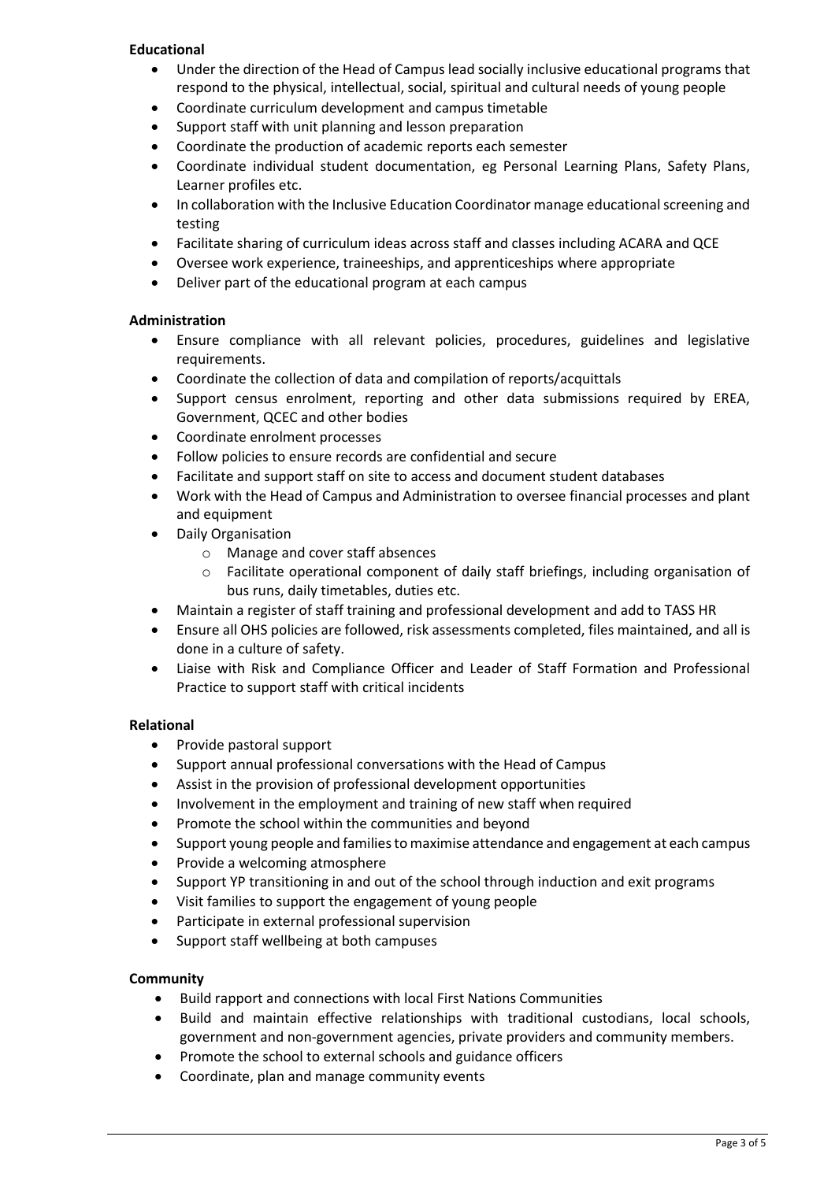**Educational**

- Under the direction of the Head of Campus lead socially inclusive educational programs that respond to the physical, intellectual, social, spiritual and cultural needs of young people
- Coordinate curriculum development and campus timetable
- Support staff with unit planning and lesson preparation
- Coordinate the production of academic reports each semester
- Coordinate individual student documentation, eg Personal Learning Plans, Safety Plans, Learner profiles etc.
- In collaboration with the Inclusive Education Coordinator manage educational screening and testing
- Facilitate sharing of curriculum ideas across staff and classes including ACARA and QCE
- Oversee work experience, traineeships, and apprenticeships where appropriate
- Deliver part of the educational program at each campus

**Administration**

- Ensure compliance with all relevant policies, procedures, guidelines and legislative requirements.
- Coordinate the collection of data and compilation of reports/acquittals
- Support census enrolment, reporting and other data submissions required by EREA, Government, QCEC and other bodies
- Coordinate enrolment processes
- Follow policies to ensure records are confidential and secure
- Facilitate and support staff on site to access and document student databases
- Work with the Head of Campus and Administration to oversee financial processes and plant and equipment
- Daily Organisation
  - Manage and cover staff absences
  - Facilitate operational component of daily staff briefings, including organisation of bus runs, daily timetables, duties etc.
- Maintain a register of staff training and professional development and add to TASS HR
- Ensure all OHS policies are followed, risk assessments completed, files maintained, and all is done in a culture of safety.
- Liaise with Risk and Compliance Officer and Leader of Staff Formation and Professional Practice to support staff with critical incidents

**Relational**

- Provide pastoral support
- Support annual professional conversations with the Head of Campus
- Assist in the provision of professional development opportunities
- Involvement in the employment and training of new staff when required
- Promote the school within the communities and beyond
- Support young people and families to maximise attendance and engagement at each campus
- Provide a welcoming atmosphere
- Support YP transitioning in and out of the school through induction and exit programs
- Visit families to support the engagement of young people
- Participate in external professional supervision
- Support staff wellbeing at both campuses

**Community**

- Build rapport and connections with local First Nations Communities
- Build and maintain effective relationships with traditional custodians, local schools, government and non-government agencies, private providers and community members.
- Promote the school to external schools and guidance officers
- Coordinate, plan and manage community events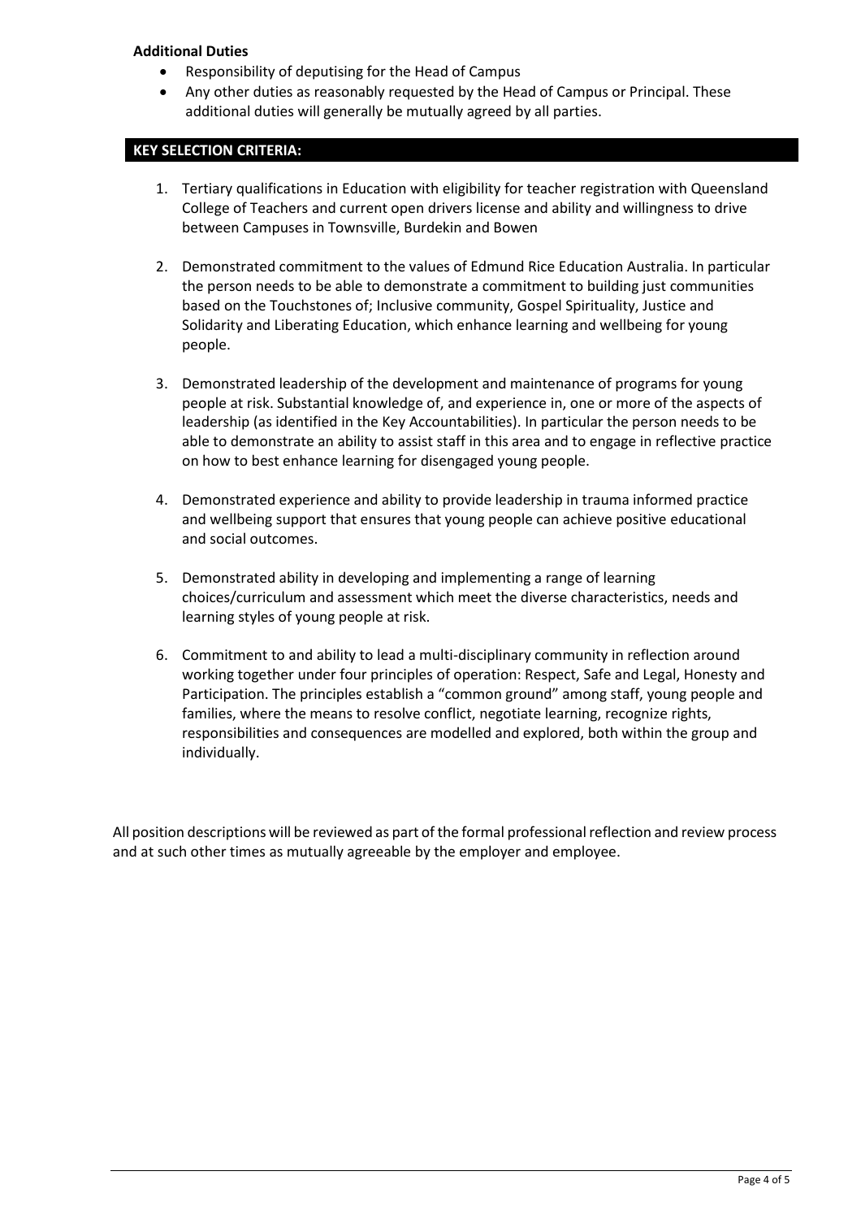**Additional Duties**

- Responsibility of deputising for the Head of Campus
- Any other duties as reasonably requested by the Head of Campus or Principal. These additional duties will generally be mutually agreed by all parties.

## KEY SELECTION CRITERIA:

1. Tertiary qualifications in Education with eligibility for teacher registration with Queensland College of Teachers and current open drivers license and ability and willingness to drive between Campuses in Townsville, Burdekin and Bowen

2. Demonstrated commitment to the values of Edmund Rice Education Australia. In particular the person needs to be able to demonstrate a commitment to building just communities based on the Touchstones of; Inclusive community, Gospel Spirituality, Justice and Solidarity and Liberating Education, which enhance learning and wellbeing for young people.

3. Demonstrated leadership of the development and maintenance of programs for young people at risk. Substantial knowledge of, and experience in, one or more of the aspects of leadership (as identified in the Key Accountabilities). In particular the person needs to be able to demonstrate an ability to assist staff in this area and to engage in reflective practice on how to best enhance learning for disengaged young people.

4. Demonstrated experience and ability to provide leadership in trauma informed practice and wellbeing support that ensures that young people can achieve positive educational and social outcomes.

5. Demonstrated ability in developing and implementing a range of learning choices/curriculum and assessment which meet the diverse characteristics, needs and learning styles of young people at risk.

6. Commitment to and ability to lead a multi-disciplinary community in reflection around working together under four principles of operation: Respect, Safe and Legal, Honesty and Participation. The principles establish a "common ground" among staff, young people and families, where the means to resolve conflict, negotiate learning, recognize rights, responsibilities and consequences are modelled and explored, both within the group and individually.

All position descriptions will be reviewed as part of the formal professional reflection and review process and at such other times as mutually agreeable by the employer and employee.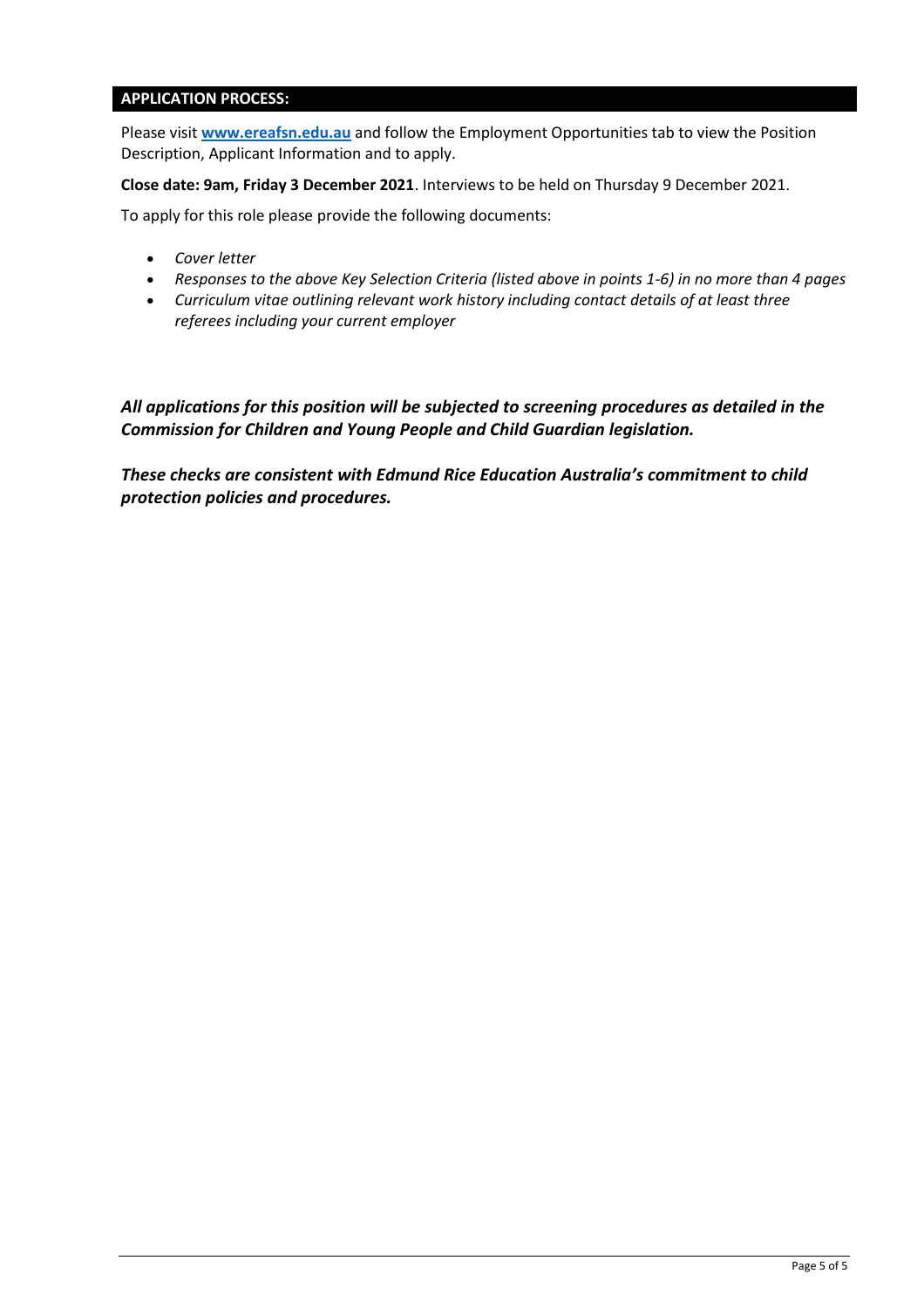## APPLICATION PROCESS:

Please visit **[www.ereafsn.edu.au](http://www.ereafsn.edu.au)** and follow the Employment Opportunities tab to view the Position Description, Applicant Information and to apply.

**Close date: 9am, Friday 3 December 2021**. Interviews to be held on Thursday 9 December 2021.

To apply for this role please provide the following documents:

- *Cover letter*
- *Responses to the above Key Selection Criteria (listed above in points 1-6) in no more than 4 pages*
- *Curriculum vitae outlining relevant work history including contact details of at least three referees including your current employer*

***All applications for this position will be subjected to screening procedures as detailed in the Commission for Children and Young People and Child Guardian legislation.***

***These checks are consistent with Edmund Rice Education Australia's commitment to child protection policies and procedures.***